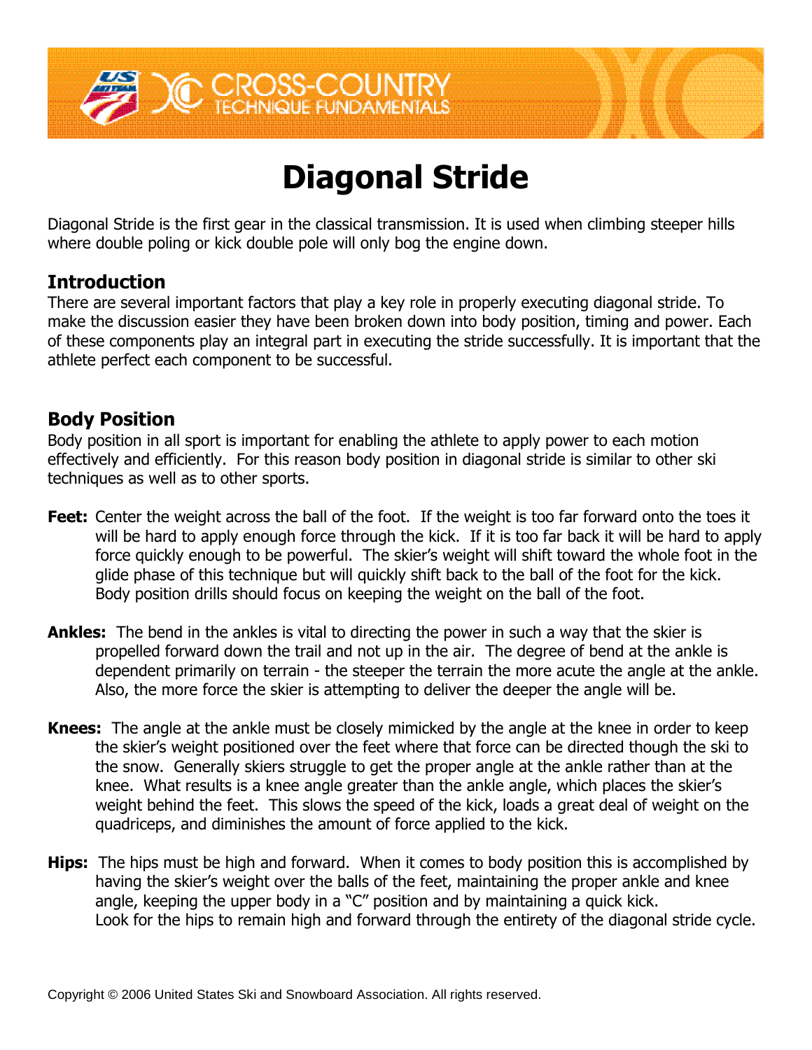# Diagonal Stride

Diagonal Stride is the first gear in the classical transmission. It is used when climbing steeper hills where double poling or kick double pole will only bog the engine down.

## Introduction

There are several important factors that play a key role in properly executing diagonal stride. To make the discussion easier they have been broken down into body position, timing and power. Each of these components play an integral part in executing the stride successfully. It is important that the athlete perfect each component to be successful.

## Body Position

Body position in all sport is important for enabling the athlete to apply power to each motion effectively and efficiently. For this reason body position in diagonal stride is similar to other ski techniques as well as to other sports.

**Feet:** Center the weight across the ball of the foot. If the weight is too far forward onto the toes it will be hard to apply enough force through the kick. If it is too far back it will be hard to apply force quickly enough to be powerful. The skier's weight will shift toward the whole foot in the glide phase of this technique but will quickly shift back to the ball of the foot for the kick. Body position drills should focus on keeping the weight on the ball of the foot.

**Ankles:** The bend in the ankles is vital to directing the power in such a way that the skier is propelled forward down the trail and not up in the air. The degree of bend at the ankle is dependent primarily on terrain - the steeper the terrain the more acute the angle at the ankle. Also, the more force the skier is attempting to deliver the deeper the angle will be.

**Knees:** The angle at the ankle must be closely mimicked by the angle at the knee in order to keep the skier's weight positioned over the feet where that force can be directed though the ski to the snow. Generally skiers struggle to get the proper angle at the ankle rather than at the knee. What results is a knee angle greater than the ankle angle, which places the skier's weight behind the feet. This slows the speed of the kick, loads a great deal of weight on the quadriceps, and diminishes the amount of force applied to the kick.

**Hips:** The hips must be high and forward. When it comes to body position this is accomplished by having the skier's weight over the balls of the feet, maintaining the proper ankle and knee angle, keeping the upper body in a "C" position and by maintaining a quick kick. Look for the hips to remain high and forward through the entirety of the diagonal stride cycle.

Copyright © 2006 United States Ski and Snowboard Association. All rights reserved.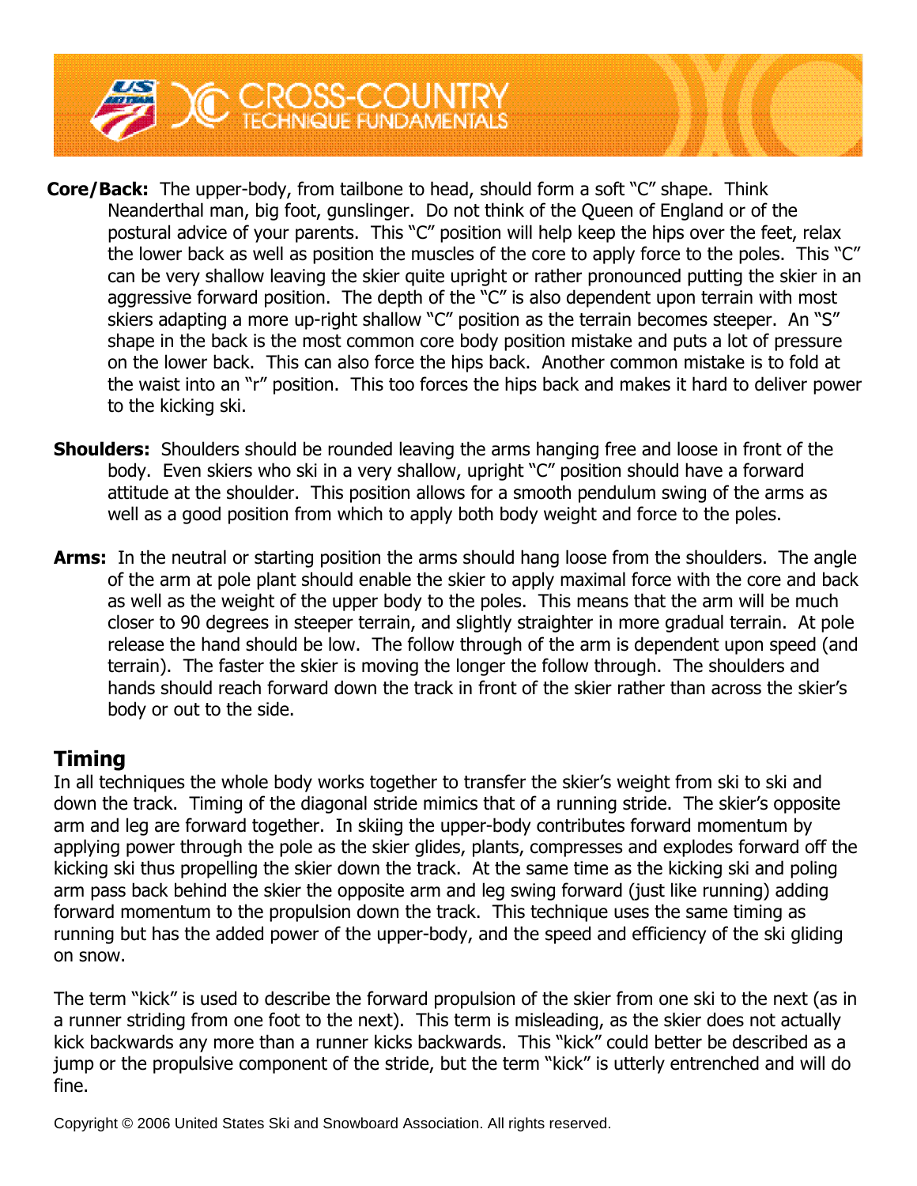**Core/Back:** The upper-body, from tailbone to head, should form a soft "C" shape. Think Neanderthal man, big foot, gunslinger. Do not think of the Queen of England or of the postural advice of your parents. This "C" position will help keep the hips over the feet, relax the lower back as well as position the muscles of the core to apply force to the poles. This "C" can be very shallow leaving the skier quite upright or rather pronounced putting the skier in an aggressive forward position. The depth of the "C" is also dependent upon terrain with most skiers adapting a more up-right shallow "C" position as the terrain becomes steeper. An "S" shape in the back is the most common core body position mistake and puts a lot of pressure on the lower back. This can also force the hips back. Another common mistake is to fold at the waist into an "r" position. This too forces the hips back and makes it hard to deliver power to the kicking ski.

**Shoulders:** Shoulders should be rounded leaving the arms hanging free and loose in front of the body. Even skiers who ski in a very shallow, upright "C" position should have a forward attitude at the shoulder. This position allows for a smooth pendulum swing of the arms as well as a good position from which to apply both body weight and force to the poles.

**Arms:** In the neutral or starting position the arms should hang loose from the shoulders. The angle of the arm at pole plant should enable the skier to apply maximal force with the core and back as well as the weight of the upper body to the poles. This means that the arm will be much closer to 90 degrees in steeper terrain, and slightly straighter in more gradual terrain. At pole release the hand should be low. The follow through of the arm is dependent upon speed (and terrain). The faster the skier is moving the longer the follow through. The shoulders and hands should reach forward down the track in front of the skier rather than across the skier's body or out to the side.

## Timing

In all techniques the whole body works together to transfer the skier's weight from ski to ski and down the track. Timing of the diagonal stride mimics that of a running stride. The skier's opposite arm and leg are forward together. In skiing the upper-body contributes forward momentum by applying power through the pole as the skier glides, plants, compresses and explodes forward off the kicking ski thus propelling the skier down the track. At the same time as the kicking ski and poling arm pass back behind the skier the opposite arm and leg swing forward (just like running) adding forward momentum to the propulsion down the track. This technique uses the same timing as running but has the added power of the upper-body, and the speed and efficiency of the ski gliding on snow.

The term "kick" is used to describe the forward propulsion of the skier from one ski to the next (as in a runner striding from one foot to the next). This term is misleading, as the skier does not actually kick backwards any more than a runner kicks backwards. This "kick" could better be described as a jump or the propulsive component of the stride, but the term "kick" is utterly entrenched and will do fine.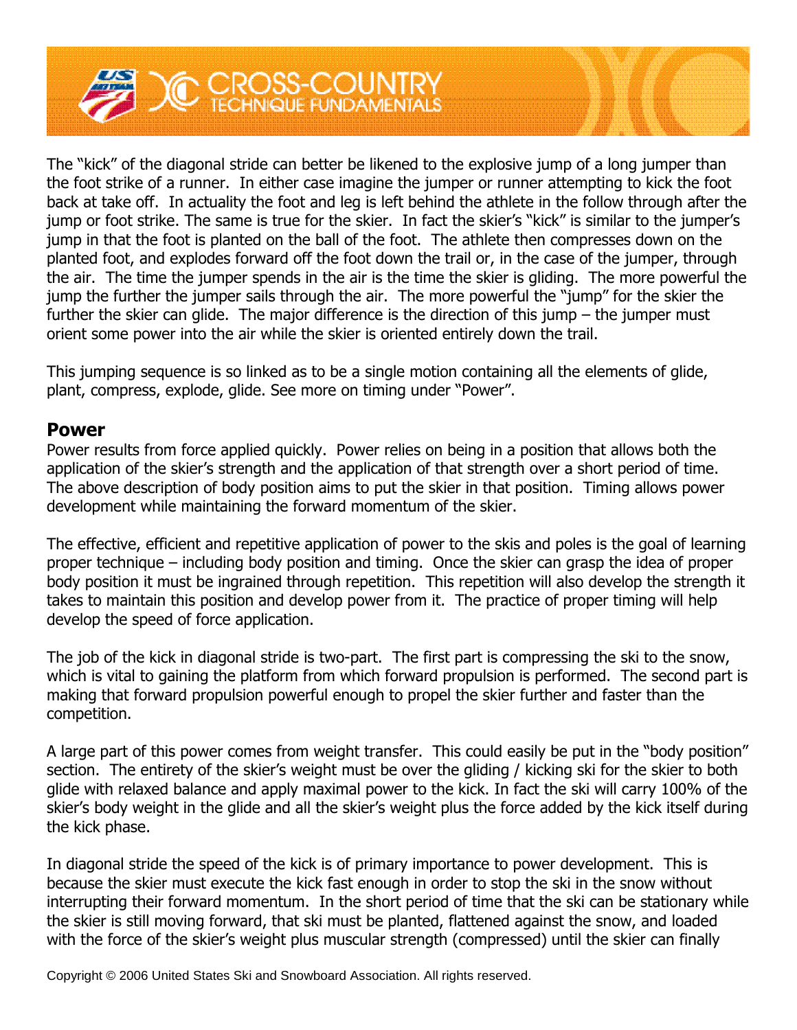The "kick" of the diagonal stride can better be likened to the explosive jump of a long jumper than the foot strike of a runner. In either case imagine the jumper or runner attempting to kick the foot back at take off. In actuality the foot and leg is left behind the athlete in the follow through after the jump or foot strike. The same is true for the skier. In fact the skier's "kick" is similar to the jumper's jump in that the foot is planted on the ball of the foot. The athlete then compresses down on the planted foot, and explodes forward off the foot down the trail or, in the case of the jumper, through the air. The time the jumper spends in the air is the time the skier is gliding. The more powerful the jump the further the jumper sails through the air. The more powerful the "jump" for the skier the further the skier can glide. The major difference is the direction of this jump – the jumper must orient some power into the air while the skier is oriented entirely down the trail.

This jumping sequence is so linked as to be a single motion containing all the elements of glide, plant, compress, explode, glide. See more on timing under "Power".

## Power

Power results from force applied quickly. Power relies on being in a position that allows both the application of the skier's strength and the application of that strength over a short period of time. The above description of body position aims to put the skier in that position. Timing allows power development while maintaining the forward momentum of the skier.

The effective, efficient and repetitive application of power to the skis and poles is the goal of learning proper technique – including body position and timing. Once the skier can grasp the idea of proper body position it must be ingrained through repetition. This repetition will also develop the strength it takes to maintain this position and develop power from it. The practice of proper timing will help develop the speed of force application.

The job of the kick in diagonal stride is two-part. The first part is compressing the ski to the snow, which is vital to gaining the platform from which forward propulsion is performed. The second part is making that forward propulsion powerful enough to propel the skier further and faster than the competition.

A large part of this power comes from weight transfer. This could easily be put in the "body position" section. The entirety of the skier's weight must be over the gliding / kicking ski for the skier to both glide with relaxed balance and apply maximal power to the kick. In fact the ski will carry 100% of the skier's body weight in the glide and all the skier's weight plus the force added by the kick itself during the kick phase.

In diagonal stride the speed of the kick is of primary importance to power development. This is because the skier must execute the kick fast enough in order to stop the ski in the snow without interrupting their forward momentum. In the short period of time that the ski can be stationary while the skier is still moving forward, that ski must be planted, flattened against the snow, and loaded with the force of the skier's weight plus muscular strength (compressed) until the skier can finally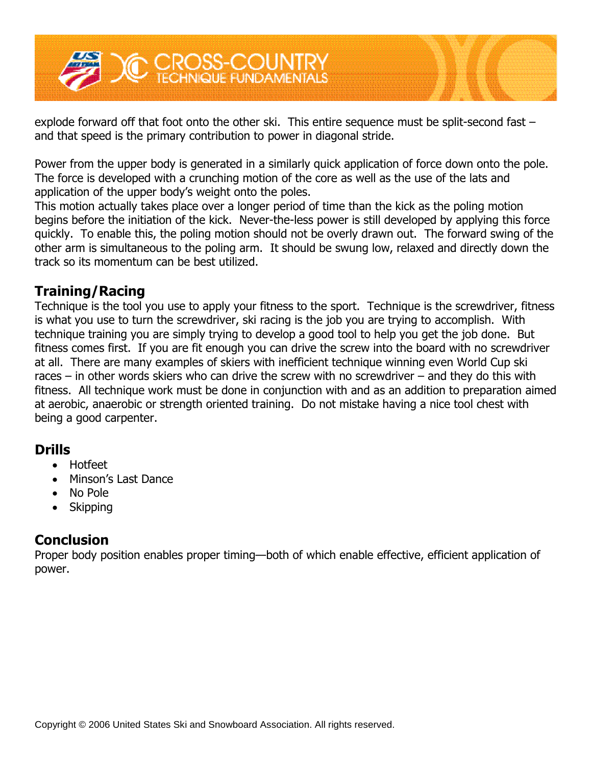explode forward off that foot onto the other ski. This entire sequence must be split-second fast – and that speed is the primary contribution to power in diagonal stride.

Power from the upper body is generated in a similarly quick application of force down onto the pole. The force is developed with a crunching motion of the core as well as the use of the lats and application of the upper body's weight onto the poles.
This motion actually takes place over a longer period of time than the kick as the poling motion begins before the initiation of the kick. Never-the-less power is still developed by applying this force quickly. To enable this, the poling motion should not be overly drawn out. The forward swing of the other arm is simultaneous to the poling arm. It should be swung low, relaxed and directly down the track so its momentum can be best utilized.

## Training/Racing

Technique is the tool you use to apply your fitness to the sport. Technique is the screwdriver, fitness is what you use to turn the screwdriver, ski racing is the job you are trying to accomplish. With technique training you are simply trying to develop a good tool to help you get the job done. But fitness comes first. If you are fit enough you can drive the screw into the board with no screwdriver at all. There are many examples of skiers with inefficient technique winning even World Cup ski races – in other words skiers who can drive the screw with no screwdriver – and they do this with fitness. All technique work must be done in conjunction with and as an addition to preparation aimed at aerobic, anaerobic or strength oriented training. Do not mistake having a nice tool chest with being a good carpenter.

## Drills

- Hotfeet
- Minson's Last Dance
- No Pole
- Skipping

## Conclusion

Proper body position enables proper timing—both of which enable effective, efficient application of power.

Copyright © 2006 United States Ski and Snowboard Association. All rights reserved.